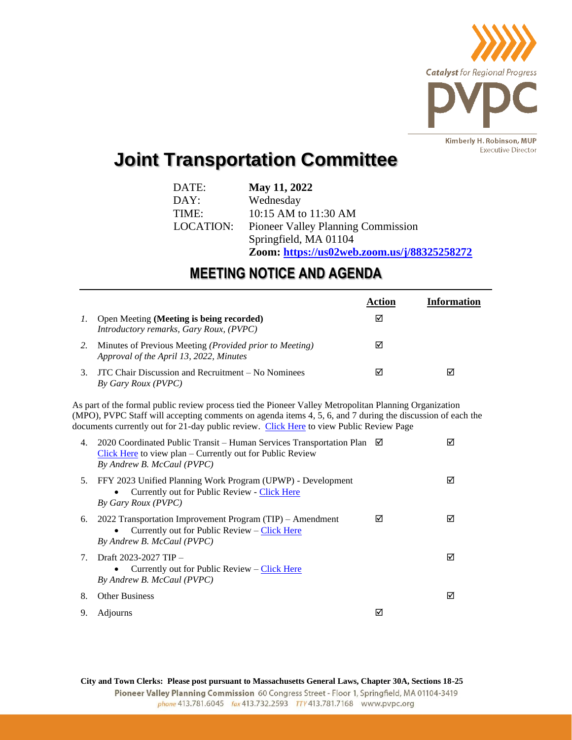Catalyst for Regional Progress

PVPC

Kimberly H. Robinson, MUP
Executive Director

# Joint Transportation Committee

| | |
|---|---|
| DATE: | **May 11, 2022** |
| DAY: | Wednesday |
| TIME: | 10:15 AM to 11:30 AM |
| LOCATION: | Pioneer Valley Planning Commission<br>Springfield, MA 01104<br>**Zoom: https://us02web.zoom.us/j/88325258272** |

## MEETING NOTICE AND AGENDA

| | | Action | Information |
|---|---|---|---|
| *1.* | Open Meeting **(Meeting is being recorded)**<br>*Introductory remarks, Gary Roux, (PVPC)* | ☑ | |
| *2.* | Minutes of Previous Meeting *(Provided prior to Meeting)*<br>*Approval of the April 13, 2022, Minutes* | ☑ | |
| 3. | JTC Chair Discussion and Recruitment – No Nominees<br>*By Gary Roux (PVPC)* | ☑ | ☑ |

As part of the formal public review process tied the Pioneer Valley Metropolitan Planning Organization (MPO), PVPC Staff will accepting comments on agenda items 4, 5, 6, and 7 during the discussion of each the documents currently out for 21-day public review. Click Here to view Public Review Page

| | | Action | Information |
|---|---|---|---|
| 4. | 2020 Coordinated Public Transit – Human Services Transportation Plan<br>Click Here to view plan – Currently out for Public Review<br>*By Andrew B. McCaul (PVPC)* | ☑ | ☑ |
| 5. | FFY 2023 Unified Planning Work Program (UPWP) - Development<br>• Currently out for Public Review - Click Here<br>*By Gary Roux (PVPC)* | | ☑ |
| 6. | 2022 Transportation Improvement Program (TIP) – Amendment<br>• Currently out for Public Review – Click Here<br>*By Andrew B. McCaul (PVPC)* | ☑ | ☑ |
| 7. | Draft 2023-2027 TIP –<br>• Currently out for Public Review – Click Here<br>*By Andrew B. McCaul (PVPC)* | | ☑ |
| 8. | Other Business | | ☑ |
| 9. | Adjourns | ☑ | |

**City and Town Clerks: Please post pursuant to Massachusetts General Laws, Chapter 30A, Sections 18-25**

**Pioneer Valley Planning Commission** 60 Congress Street - Floor 1, Springfield, MA 01104-3419
*phone* 413.781.6045 *fax* 413.732.2593 *TTY* 413.781.7168 www.pvpc.org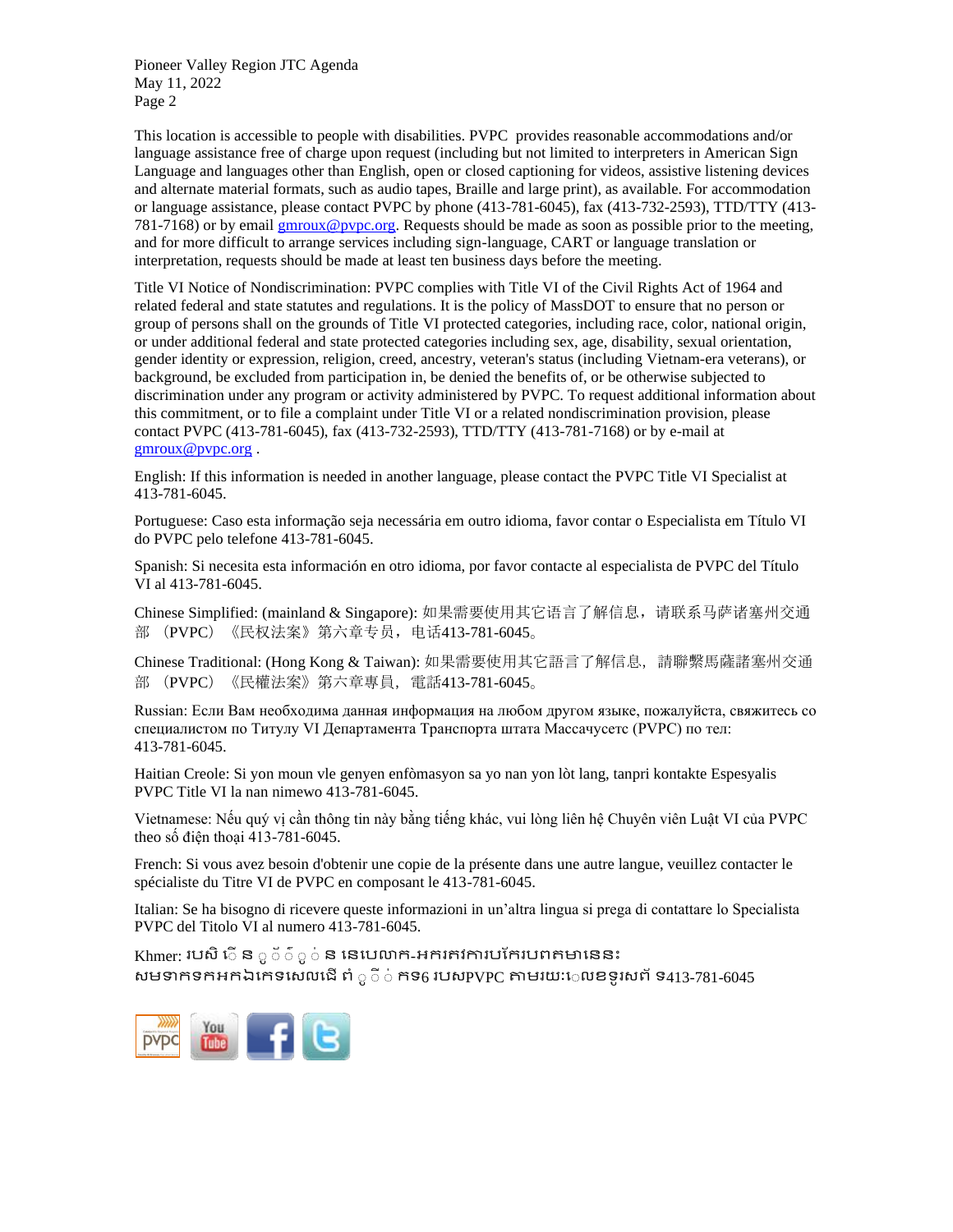This location is accessible to people with disabilities. PVPC provides reasonable accommodations and/or language assistance free of charge upon request (including but not limited to interpreters in American Sign Language and languages other than English, open or closed captioning for videos, assistive listening devices and alternate material formats, such as audio tapes, Braille and large print), as available. For accommodation or language assistance, please contact PVPC by phone (413-781-6045), fax (413-732-2593), TTD/TTY (413-781-7168) or by email gmroux@pvpc.org. Requests should be made as soon as possible prior to the meeting, and for more difficult to arrange services including sign-language, CART or language translation or interpretation, requests should be made at least ten business days before the meeting.

Title VI Notice of Nondiscrimination: PVPC complies with Title VI of the Civil Rights Act of 1964 and related federal and state statutes and regulations. It is the policy of MassDOT to ensure that no person or group of persons shall on the grounds of Title VI protected categories, including race, color, national origin, or under additional federal and state protected categories including sex, age, disability, sexual orientation, gender identity or expression, religion, creed, ancestry, veteran's status (including Vietnam-era veterans), or background, be excluded from participation in, be denied the benefits of, or be otherwise subjected to discrimination under any program or activity administered by PVPC. To request additional information about this commitment, or to file a complaint under Title VI or a related nondiscrimination provision, please contact PVPC (413-781-6045), fax (413-732-2593), TTD/TTY (413-781-7168) or by e-mail at gmroux@pvpc.org .

English: If this information is needed in another language, please contact the PVPC Title VI Specialist at 413-781-6045.

Portuguese: Caso esta informação seja necessária em outro idioma, favor contar o Especialista em Título VI do PVPC pelo telefone 413-781-6045.

Spanish: Si necesita esta información en otro idioma, por favor contacte al especialista de PVPC del Título VI al 413-781-6045.

Chinese Simplified: (mainland & Singapore): 如果需要使用其它语言了解信息，请联系马萨诸塞州交通部（PVPC）《民权法案》第六章专员，电话413-781-6045。

Chinese Traditional: (Hong Kong & Taiwan): 如果需要使用其它語言了解信息，請聯繫馬薩諸塞州交通部（PVPC）《民權法案》第六章專員，電話413-781-6045。

Russian: Если Вам необходима данная информация на любом другом языке, пожалуйста, свяжитесь со специалистом по Титулу VI Департамента Транспорта штата Массачусетс (PVPC) по тел: 413-781-6045.

Haitian Creole: Si yon moun vle genyen enfòmasyon sa yo nan yon lòt lang, tanpri kontakte Espesyalis PVPC Title VI la nan nimewo 413-781-6045.

Vietnamese: Nếu quý vị cần thông tin này bằng tiếng khác, vui lòng liên hệ Chuyên viên Luật VI của PVPC theo số điện thoại 413-781-6045.

French: Si vous avez besoin d'obtenir une copie de la présente dans une autre langue, veuillez contacter le spécialiste du Titre VI de PVPC en composant le 413-781-6045.

Italian: Se ha bisogno di ricevere queste informazioni in un'altra lingua si prega di contattare lo Specialista PVPC del Titolo VI al numero 413-781-6045.

Khmer: របសិ ើ ន ូ ័ ័ ូ ់ ន នេបេលាក-អករតវការបកែរបពតមានេនះ សមទាកទកអកឯកេទសេលដើ ព ំ ូ ី ់ កទ6 របសPVPC តាមរយៈេលខទូរសព ទ413-781-6045